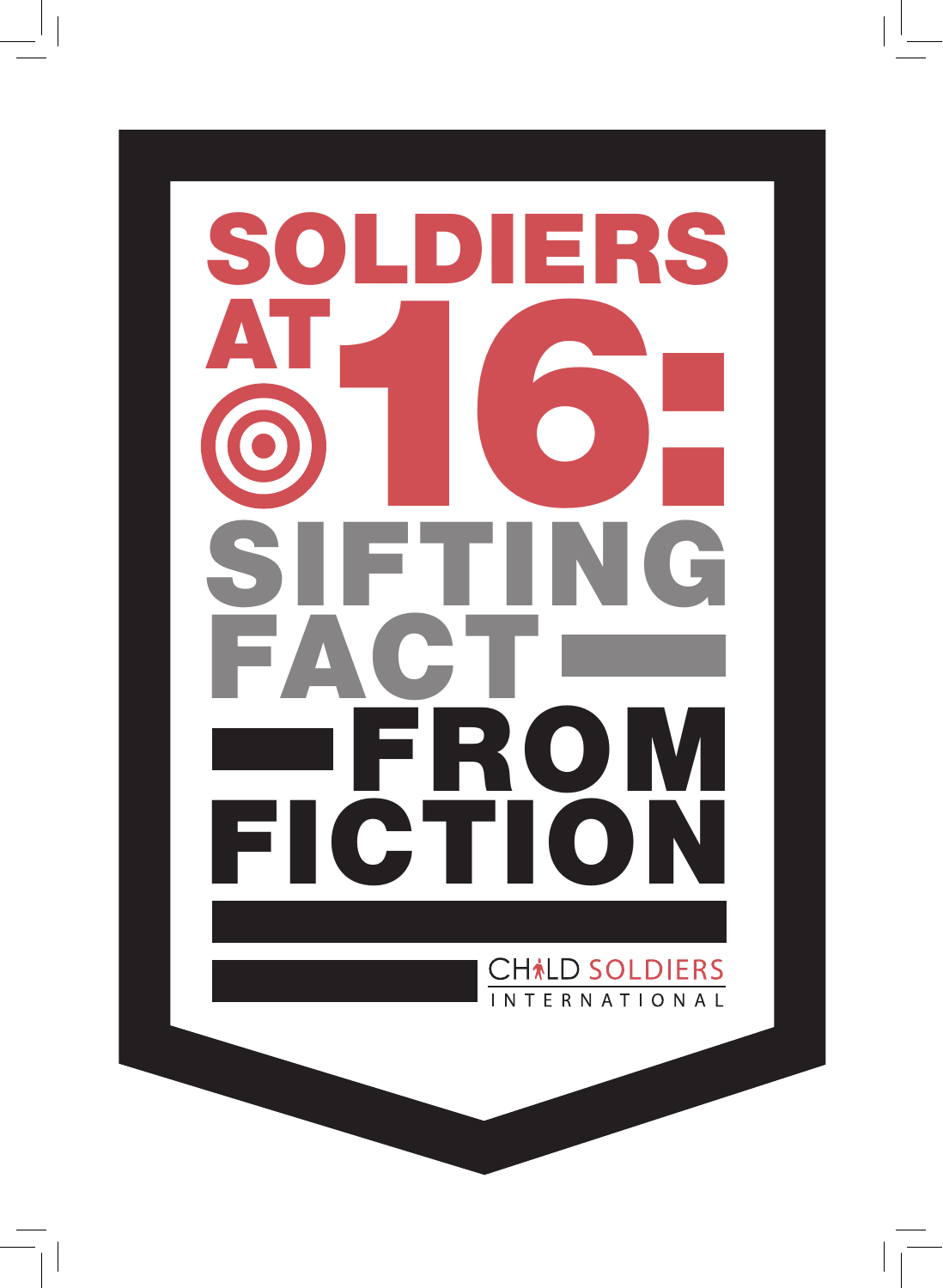# SOLDIERS AT 16: SIFTING FACT FROM FICTION

CHILD SOLDIERS INTERNATIONAL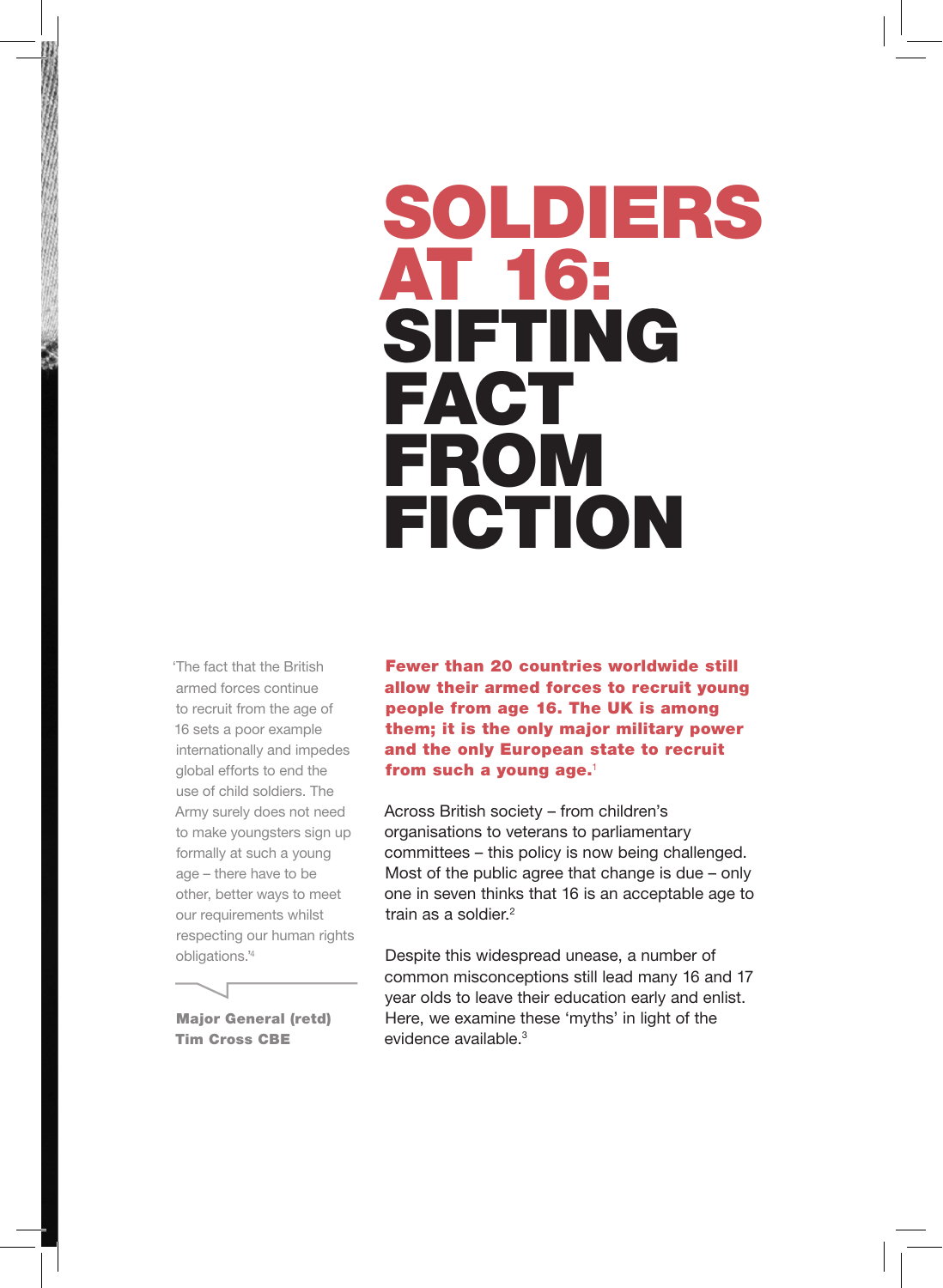# SOLDIERS AT 16: SIFTING FACT FROM FICTION

'The fact that the British armed forces continue to recruit from the age of 16 sets a poor example internationally and impedes global efforts to end the use of child soldiers. The Army surely does not need to make youngsters sign up formally at such a young age – there have to be other, better ways to meet our requirements whilst respecting our human rights obligations.'[4]

**Major General (retd) Tim Cross CBE**

**Fewer than 20 countries worldwide still allow their armed forces to recruit young people from age 16. The UK is among them; it is the only major military power and the only European state to recruit from such a young age.**[1]

Across British society – from children's organisations to veterans to parliamentary committees – this policy is now being challenged. Most of the public agree that change is due – only one in seven thinks that 16 is an acceptable age to train as a soldier.[2]

Despite this widespread unease, a number of common misconceptions still lead many 16 and 17 year olds to leave their education early and enlist. Here, we examine these 'myths' in light of the evidence available.[3]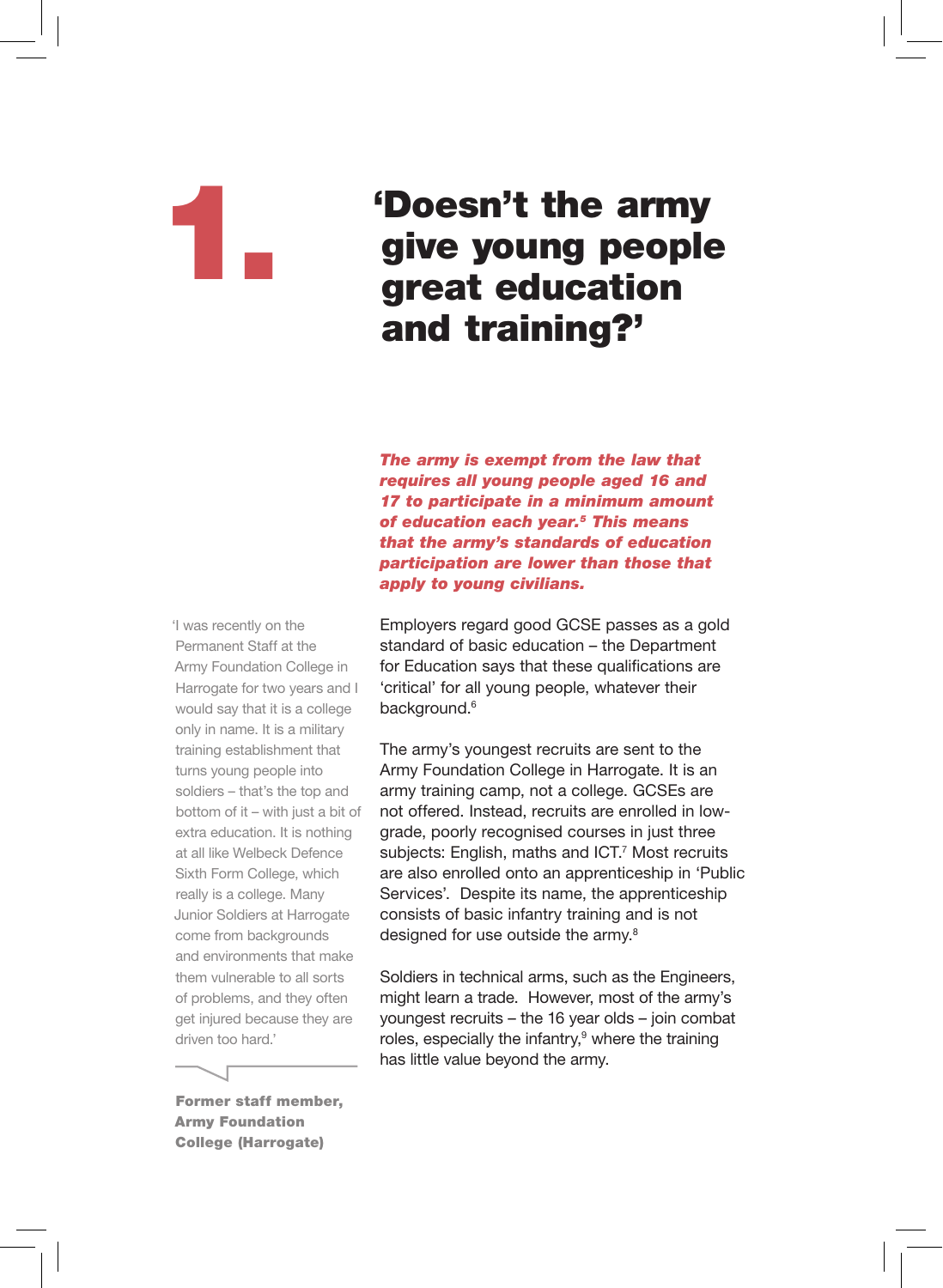# 1. 'Doesn't the army give young people great education and training?'

***The army is exempt from the law that requires all young people aged 16 and 17 to participate in a minimum amount of education each year.[5] This means that the army's standards of education participation are lower than those that apply to young civilians.***

Employers regard good GCSE passes as a gold standard of basic education – the Department for Education says that these qualifications are 'critical' for all young people, whatever their background.[6]

The army's youngest recruits are sent to the Army Foundation College in Harrogate. It is an army training camp, not a college. GCSEs are not offered. Instead, recruits are enrolled in low-grade, poorly recognised courses in just three subjects: English, maths and ICT.[7] Most recruits are also enrolled onto an apprenticeship in 'Public Services'. Despite its name, the apprenticeship consists of basic infantry training and is not designed for use outside the army.[8]

Soldiers in technical arms, such as the Engineers, might learn a trade. However, most of the army's youngest recruits – the 16 year olds – join combat roles, especially the infantry,[9] where the training has little value beyond the army.

'I was recently on the Permanent Staff at the Army Foundation College in Harrogate for two years and I would say that it is a college only in name. It is a military training establishment that turns young people into soldiers – that's the top and bottom of it – with just a bit of extra education. It is nothing at all like Welbeck Defence Sixth Form College, which really is a college. Many Junior Soldiers at Harrogate come from backgrounds and environments that make them vulnerable to all sorts of problems, and they often get injured because they are driven too hard.'

**Former staff member, Army Foundation College (Harrogate)**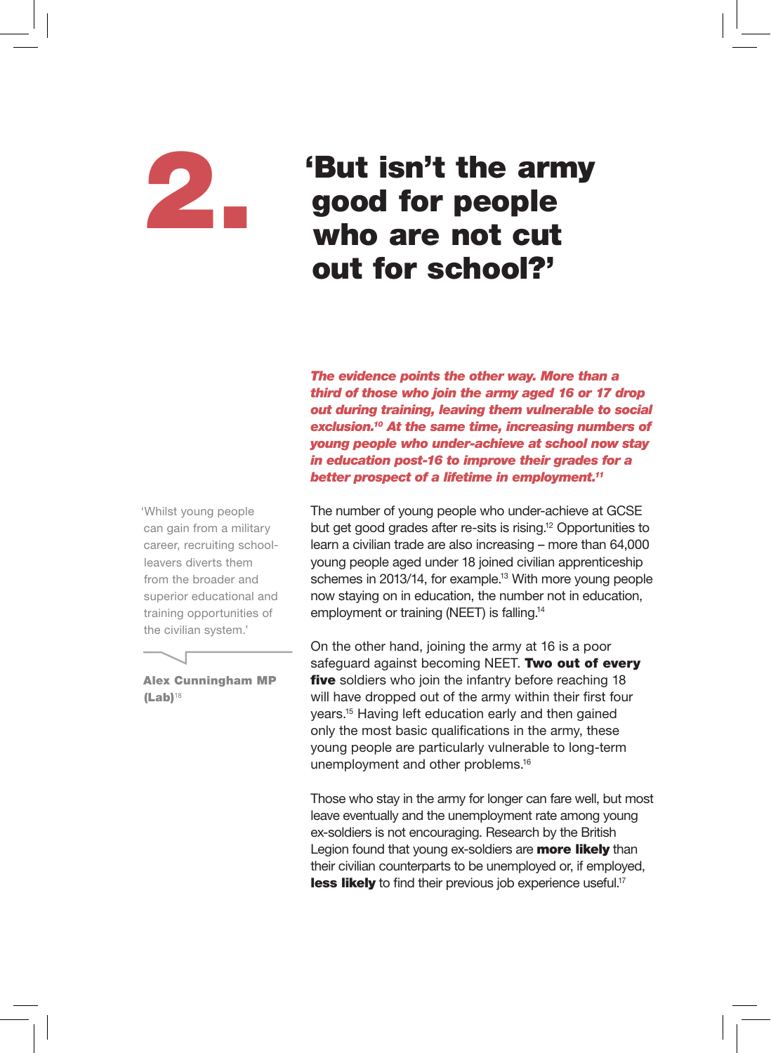# 2. 'But isn't the army good for people who are not cut out for school?'

***The evidence points the other way. More than a third of those who join the army aged 16 or 17 drop out during training, leaving them vulnerable to social exclusion.[10] At the same time, increasing numbers of young people who under-achieve at school now stay in education post-16 to improve their grades for a better prospect of a lifetime in employment.[11]***

> 'Whilst young people can gain from a military career, recruiting school-leavers diverts them from the broader and superior educational and training opportunities of the civilian system.'
>
> **Alex Cunningham MP (Lab)**[18]

The number of young people who under-achieve at GCSE but get good grades after re-sits is rising.[12] Opportunities to learn a civilian trade are also increasing – more than 64,000 young people aged under 18 joined civilian apprenticeship schemes in 2013/14, for example.[13] With more young people now staying on in education, the number not in education, employment or training (NEET) is falling.[14]

On the other hand, joining the army at 16 is a poor safeguard against becoming NEET. **Two out of every five** soldiers who join the infantry before reaching 18 will have dropped out of the army within their first four years.[15] Having left education early and then gained only the most basic qualifications in the army, these young people are particularly vulnerable to long-term unemployment and other problems.[16]

Those who stay in the army for longer can fare well, but most leave eventually and the unemployment rate among young ex-soldiers is not encouraging. Research by the British Legion found that young ex-soldiers are **more likely** than their civilian counterparts to be unemployed or, if employed, **less likely** to find their previous job experience useful.[17]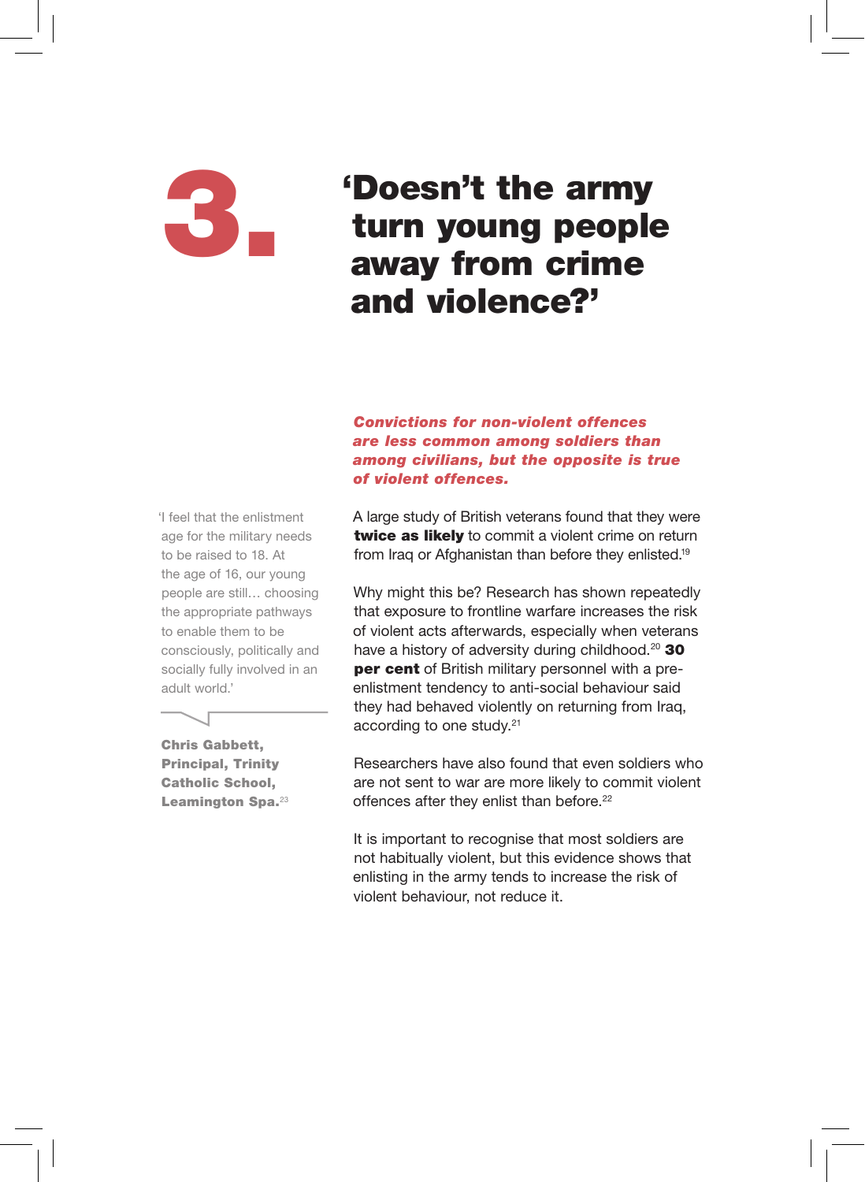# 3. ‘Doesn’t the army turn young people away from crime and violence?’

***Convictions for non-violent offences are less common among soldiers than among civilians, but the opposite is true of violent offences.***

A large study of British veterans found that they were **twice as likely** to commit a violent crime on return from Iraq or Afghanistan than before they enlisted.[19]

Why might this be? Research has shown repeatedly that exposure to frontline warfare increases the risk of violent acts afterwards, especially when veterans have a history of adversity during childhood.[20] **30 per cent** of British military personnel with a pre-enlistment tendency to anti-social behaviour said they had behaved violently on returning from Iraq, according to one study.[21]

Researchers have also found that even soldiers who are not sent to war are more likely to commit violent offences after they enlist than before.[22]

It is important to recognise that most soldiers are not habitually violent, but this evidence shows that enlisting in the army tends to increase the risk of violent behaviour, not reduce it.

> ‘I feel that the enlistment age for the military needs to be raised to 18. At the age of 16, our young people are still… choosing the appropriate pathways to enable them to be consciously, politically and socially fully involved in an adult world.’
>
> **Chris Gabbett, Principal, Trinity Catholic School, Leamington Spa.**[23]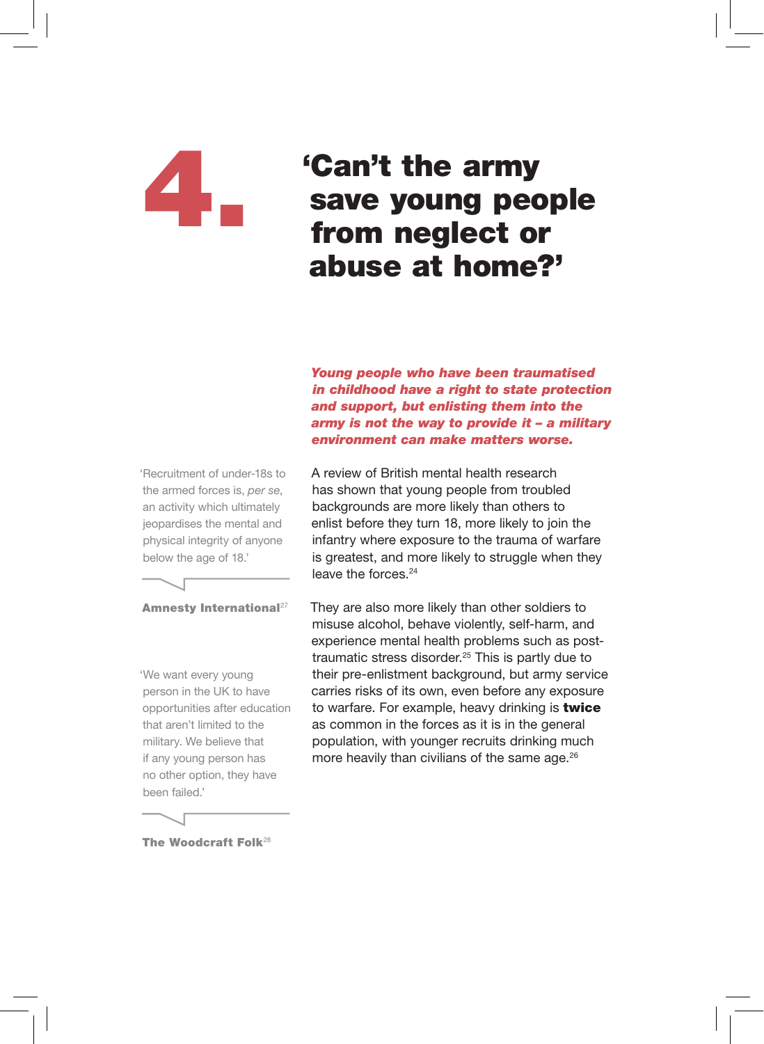# 4. 'Can't the army save young people from neglect or abuse at home?'

***Young people who have been traumatised in childhood have a right to state protection and support, but enlisting them into the army is not the way to provide it – a military environment can make matters worse.***

A review of British mental health research has shown that young people from troubled backgrounds are more likely than others to enlist before they turn 18, more likely to join the infantry where exposure to the trauma of warfare is greatest, and more likely to struggle when they leave the forces.[24]

They are also more likely than other soldiers to misuse alcohol, behave violently, self-harm, and experience mental health problems such as post-traumatic stress disorder.[25] This is partly due to their pre-enlistment background, but army service carries risks of its own, even before any exposure to warfare. For example, heavy drinking is **twice** as common in the forces as it is in the general population, with younger recruits drinking much more heavily than civilians of the same age.[26]

> 'Recruitment of under-18s to the armed forces is, *per se*, an activity which ultimately jeopardises the mental and physical integrity of anyone below the age of 18.'
>
> **Amnesty International**[27]

> 'We want every young person in the UK to have opportunities after education that aren't limited to the military. We believe that if any young person has no other option, they have been failed.'
>
> **The Woodcraft Folk**[28]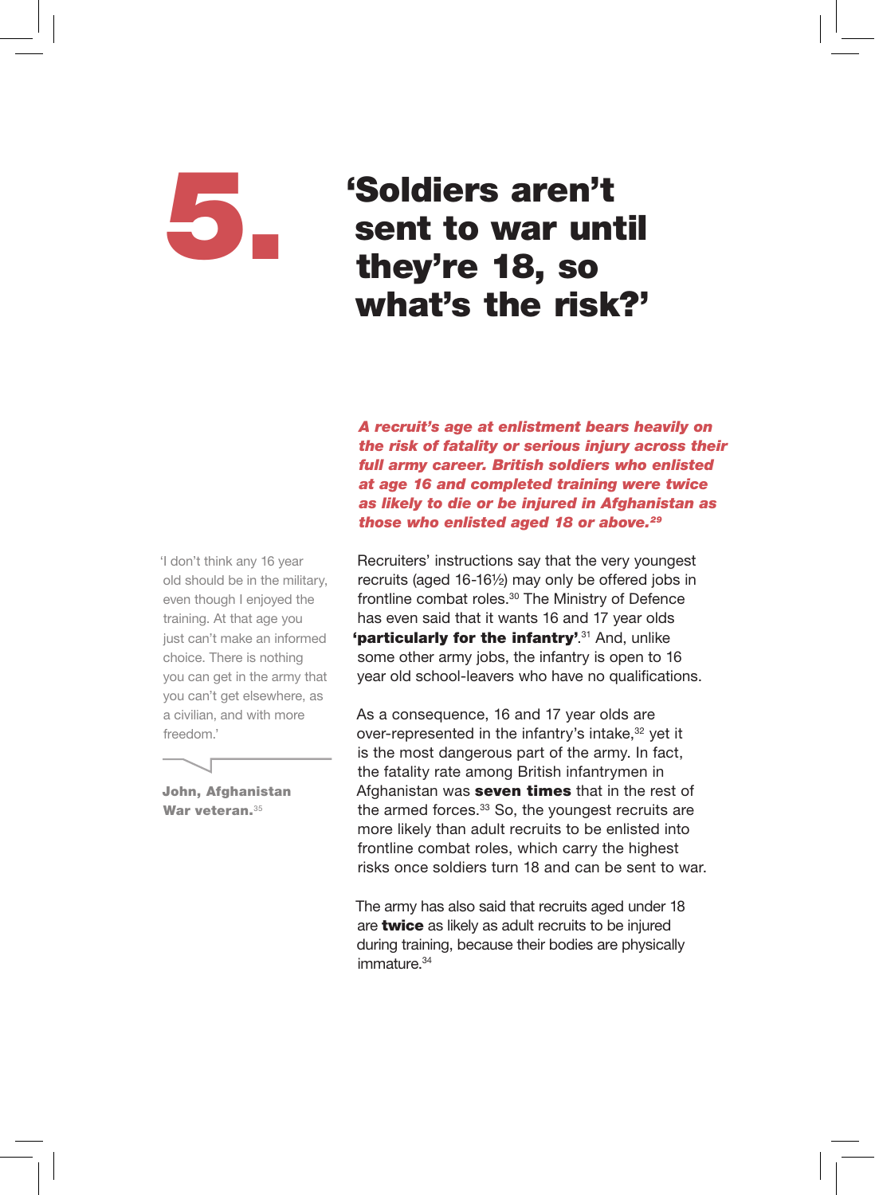# 5. 'Soldiers aren't sent to war until they're 18, so what's the risk?'

***A recruit's age at enlistment bears heavily on the risk of fatality or serious injury across their full army career. British soldiers who enlisted at age 16 and completed training were twice as likely to die or be injured in Afghanistan as those who enlisted aged 18 or above.[29]***

Recruiters' instructions say that the very youngest recruits (aged 16-16½) may only be offered jobs in frontline combat roles.[30] The Ministry of Defence has even said that it wants 16 and 17 year olds **'particularly for the infantry'**.[31] And, unlike some other army jobs, the infantry is open to 16 year old school-leavers who have no qualifications.

As a consequence, 16 and 17 year olds are over-represented in the infantry's intake,[32] yet it is the most dangerous part of the army. In fact, the fatality rate among British infantrymen in Afghanistan was **seven times** that in the rest of the armed forces.[33] So, the youngest recruits are more likely than adult recruits to be enlisted into frontline combat roles, which carry the highest risks once soldiers turn 18 and can be sent to war.

The army has also said that recruits aged under 18 are **twice** as likely as adult recruits to be injured during training, because their bodies are physically immature.[34]

> 'I don't think any 16 year old should be in the military, even though I enjoyed the training. At that age you just can't make an informed choice. There is nothing you can get in the army that you can't get elsewhere, as a civilian, and with more freedom.'
>
> **John, Afghanistan War veteran.**[35]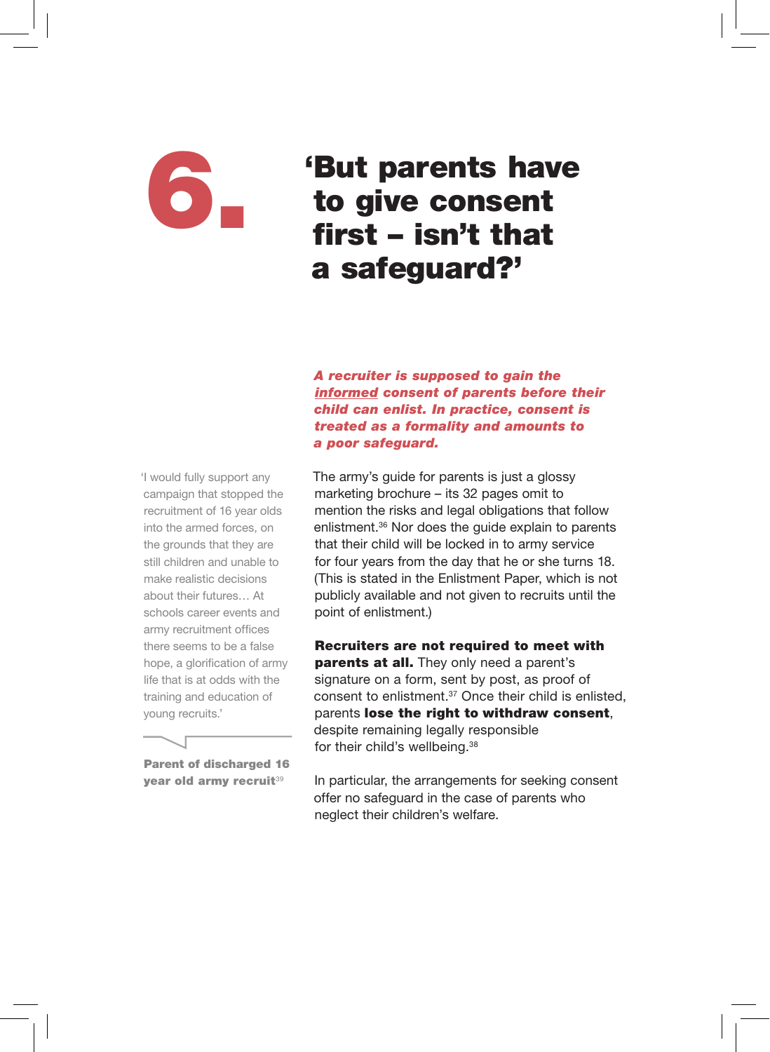# 6. 'But parents have to give consent first – isn't that a safeguard?'

***A recruiter is supposed to gain the <u>informed</u> consent of parents before their child can enlist. In practice, consent is treated as a formality and amounts to a poor safeguard.***

The army's guide for parents is just a glossy marketing brochure – its 32 pages omit to mention the risks and legal obligations that follow enlistment.[36] Nor does the guide explain to parents that their child will be locked in to army service for four years from the day that he or she turns 18. (This is stated in the Enlistment Paper, which is not publicly available and not given to recruits until the point of enlistment.)

**Recruiters are not required to meet with parents at all.** They only need a parent's signature on a form, sent by post, as proof of consent to enlistment.[37] Once their child is enlisted, parents **lose the right to withdraw consent**, despite remaining legally responsible for their child's wellbeing.[38]

In particular, the arrangements for seeking consent offer no safeguard in the case of parents who neglect their children's welfare.

> 'I would fully support any campaign that stopped the recruitment of 16 year olds into the armed forces, on the grounds that they are still children and unable to make realistic decisions about their futures… At schools career events and army recruitment offices there seems to be a false hope, a glorification of army life that is at odds with the training and education of young recruits.'
>
> **Parent of discharged 16 year old army recruit**[39]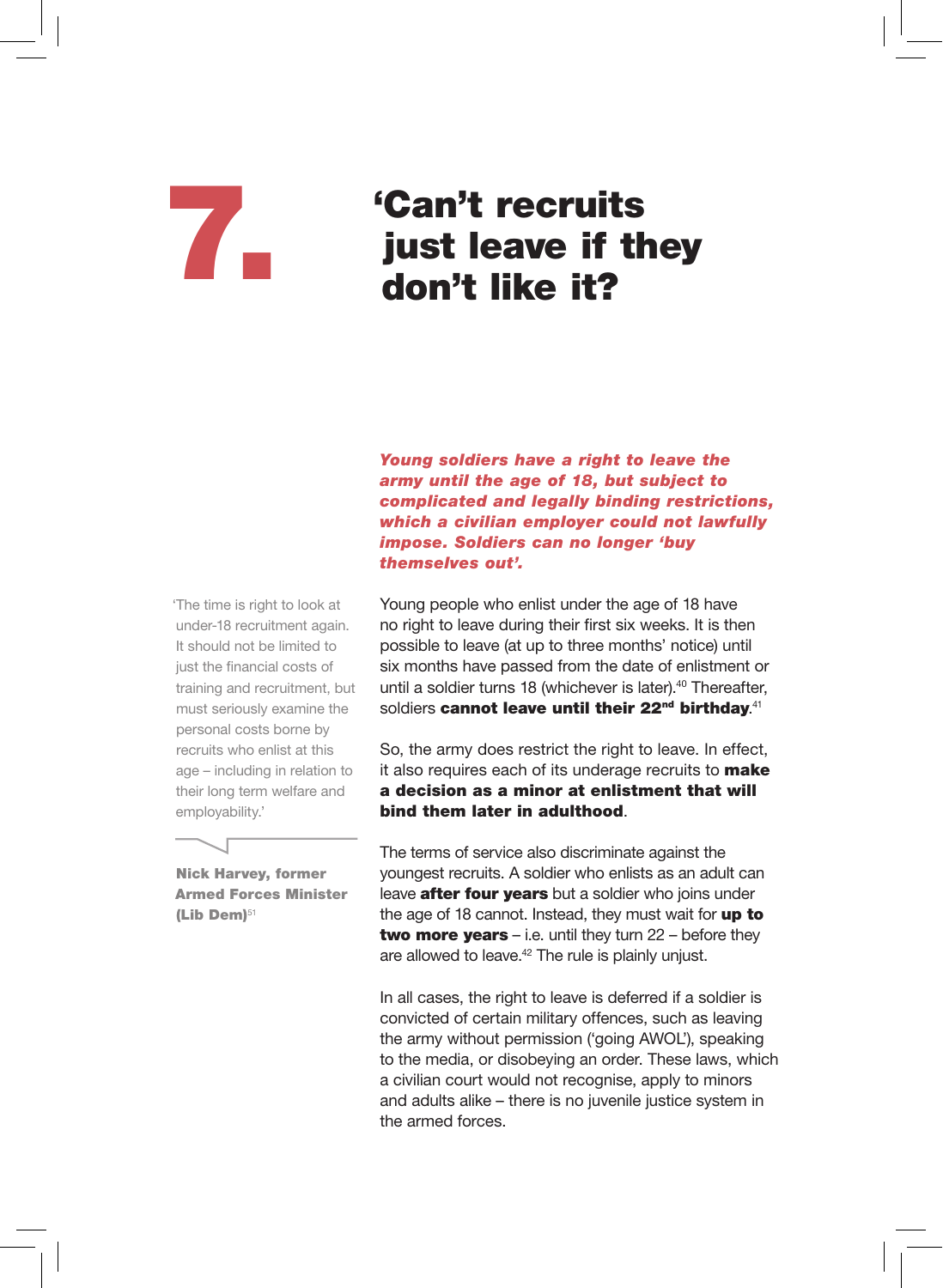# 7. 'Can't recruits just leave if they don't like it?

***Young soldiers have a right to leave the army until the age of 18, but subject to complicated and legally binding restrictions, which a civilian employer could not lawfully impose. Soldiers can no longer 'buy themselves out'.***

Young people who enlist under the age of 18 have no right to leave during their first six weeks. It is then possible to leave (at up to three months' notice) until six months have passed from the date of enlistment or until a soldier turns 18 (whichever is later).[40] Thereafter, soldiers **cannot leave until their 22nd birthday**.[41]

So, the army does restrict the right to leave. In effect, it also requires each of its underage recruits to **make a decision as a minor at enlistment that will bind them later in adulthood**.

The terms of service also discriminate against the youngest recruits. A soldier who enlists as an adult can leave **after four years** but a soldier who joins under the age of 18 cannot. Instead, they must wait for **up to two more years** – i.e. until they turn 22 – before they are allowed to leave.[42] The rule is plainly unjust.

In all cases, the right to leave is deferred if a soldier is convicted of certain military offences, such as leaving the army without permission ('going AWOL'), speaking to the media, or disobeying an order. These laws, which a civilian court would not recognise, apply to minors and adults alike – there is no juvenile justice system in the armed forces.

'The time is right to look at under-18 recruitment again. It should not be limited to just the financial costs of training and recruitment, but must seriously examine the personal costs borne by recruits who enlist at this age – including in relation to their long term welfare and employability.'

**Nick Harvey, former Armed Forces Minister (Lib Dem)**[51]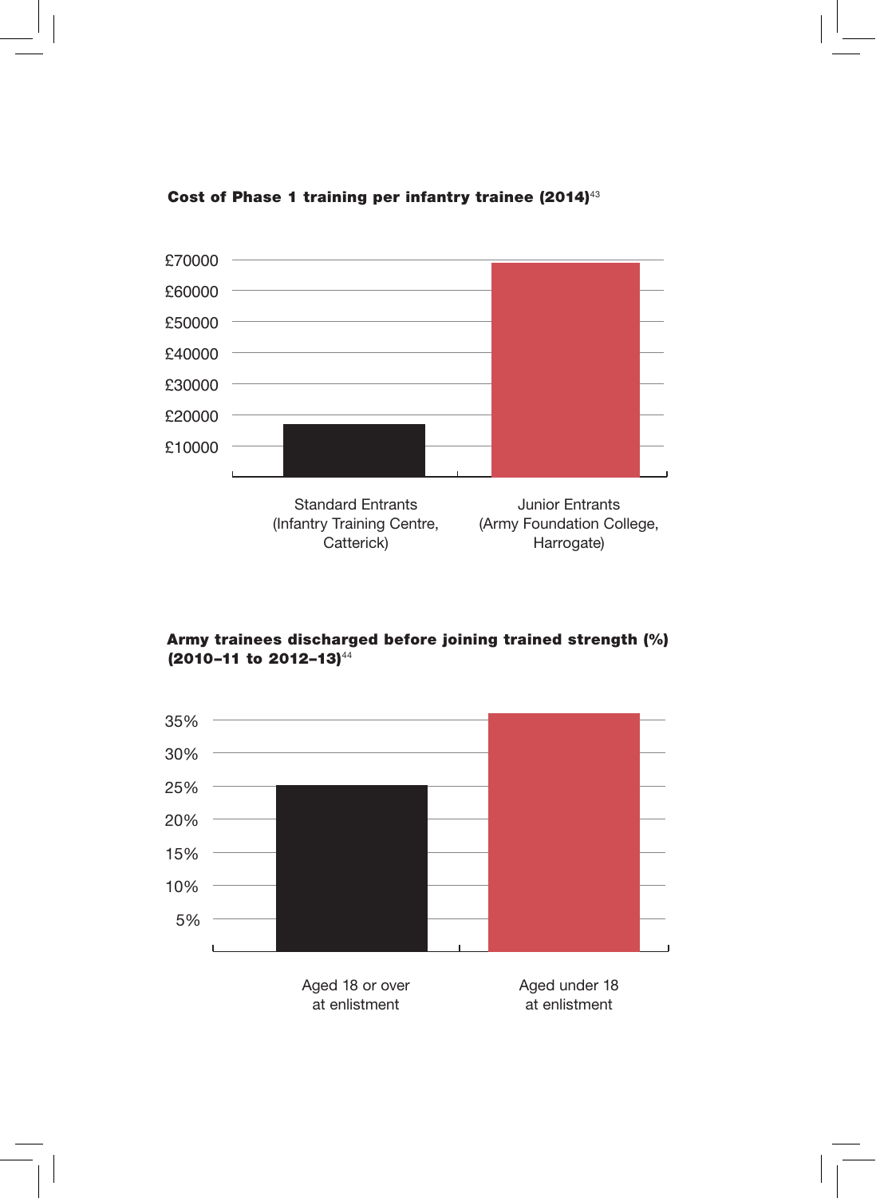**Cost of Phase 1 training per infantry trainee (2014)**[43]

£70000
£60000
£50000
£40000
£30000
£20000
£10000

Standard Entrants (Infantry Training Centre, Catterick)

Junior Entrants (Army Foundation College, Harrogate)

**Army trainees discharged before joining trained strength (%) (2010–11 to 2012–13)**[44]

35%
30%
25%
20%
15%
10%
5%

Aged 18 or over at enlistment

Aged under 18 at enlistment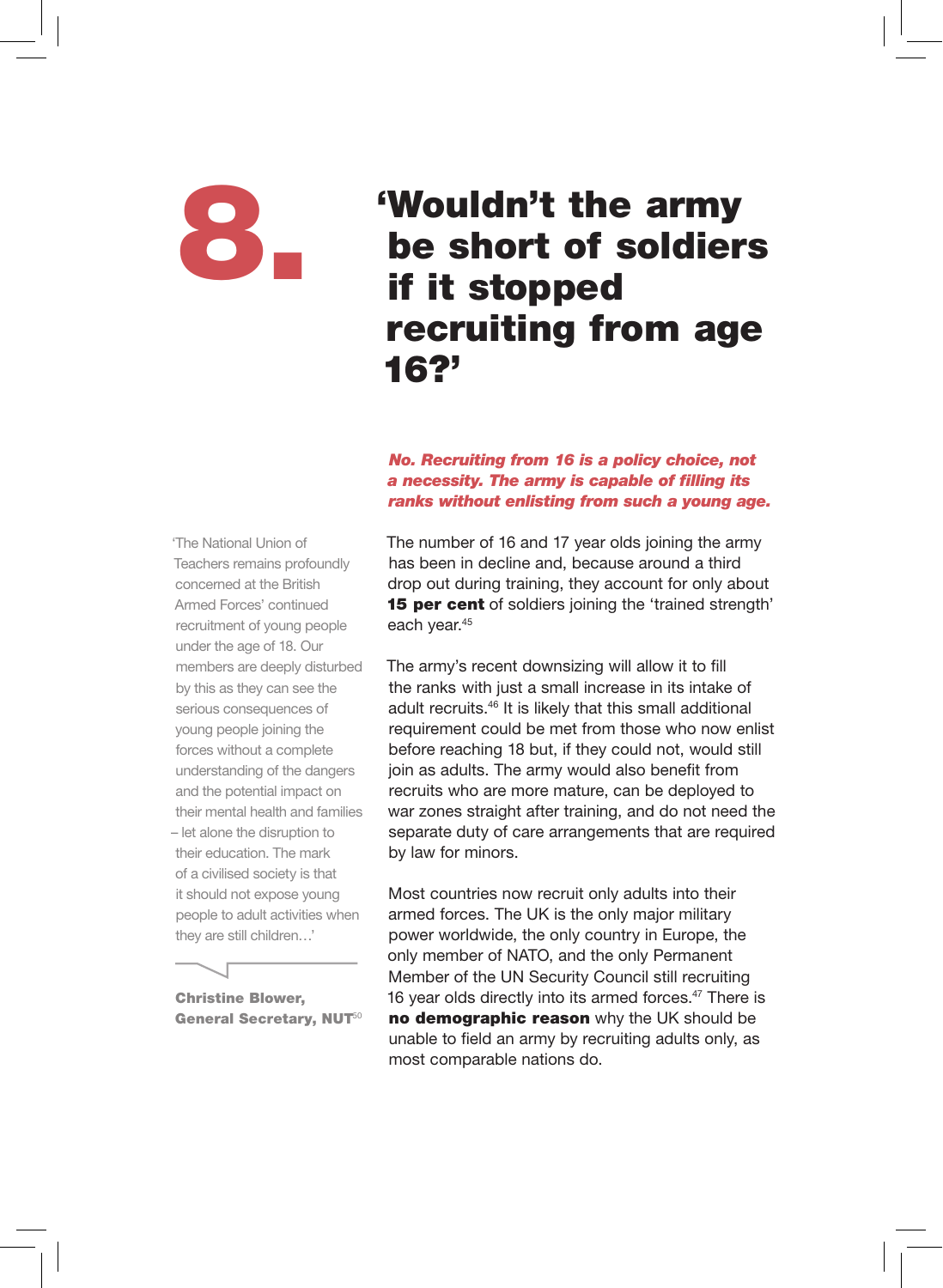# 8. 'Wouldn't the army be short of soldiers if it stopped recruiting from age 16?'

***No. Recruiting from 16 is a policy choice, not a necessity. The army is capable of filling its ranks without enlisting from such a young age.***

The number of 16 and 17 year olds joining the army has been in decline and, because around a third drop out during training, they account for only about **15 per cent** of soldiers joining the 'trained strength' each year.[45]

The army's recent downsizing will allow it to fill the ranks with just a small increase in its intake of adult recruits.[46] It is likely that this small additional requirement could be met from those who now enlist before reaching 18 but, if they could not, would still join as adults. The army would also benefit from recruits who are more mature, can be deployed to war zones straight after training, and do not need the separate duty of care arrangements that are required by law for minors.

Most countries now recruit only adults into their armed forces. The UK is the only major military power worldwide, the only country in Europe, the only member of NATO, and the only Permanent Member of the UN Security Council still recruiting 16 year olds directly into its armed forces.[47] There is **no demographic reason** why the UK should be unable to field an army by recruiting adults only, as most comparable nations do.

> 'The National Union of Teachers remains profoundly concerned at the British Armed Forces' continued recruitment of young people under the age of 18. Our members are deeply disturbed by this as they can see the serious consequences of young people joining the forces without a complete understanding of the dangers and the potential impact on their mental health and families – let alone the disruption to their education. The mark of a civilised society is that it should not expose young people to adult activities when they are still children…'
>
> **Christine Blower, General Secretary, NUT**[50]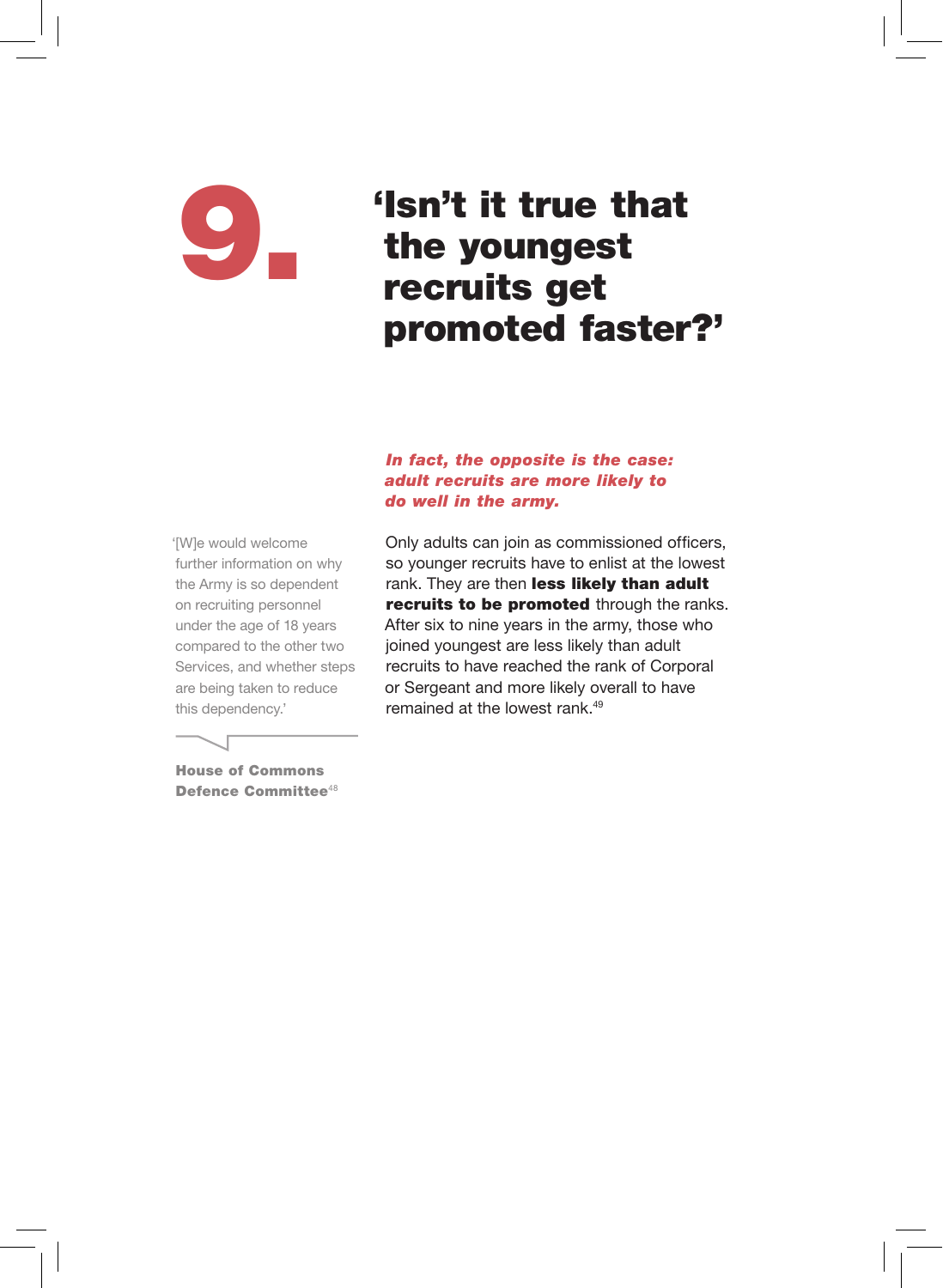# 9. 'Isn't it true that the youngest recruits get promoted faster?'

***In fact, the opposite is the case: adult recruits are more likely to do well in the army.***

Only adults can join as commissioned officers, so younger recruits have to enlist at the lowest rank. They are then **less likely than adult recruits to be promoted** through the ranks. After six to nine years in the army, those who joined youngest are less likely than adult recruits to have reached the rank of Corporal or Sergeant and more likely overall to have remained at the lowest rank.[49]

'[W]e would welcome further information on why the Army is so dependent on recruiting personnel under the age of 18 years compared to the other two Services, and whether steps are being taken to reduce this dependency.'

**House of Commons Defence Committee**[48]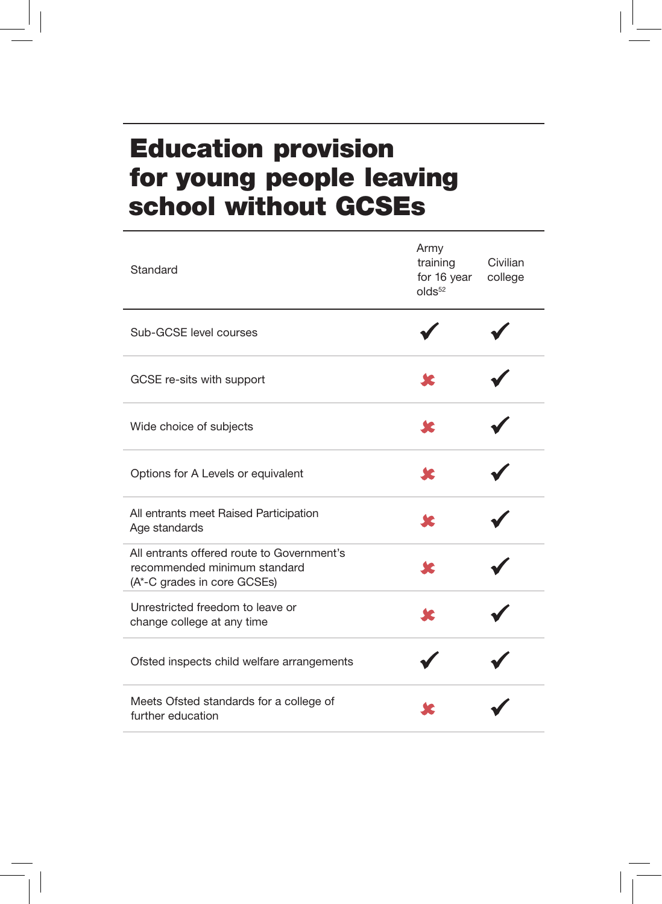# Education provision for young people leaving school without GCSEs

| Standard | Army training for 16 year olds[52] | Civilian college |
|---|---|---|
| Sub-GCSE level courses | ✔ | ✔ |
| GCSE re-sits with support | ✘ | ✔ |
| Wide choice of subjects | ✘ | ✔ |
| Options for A Levels or equivalent | ✘ | ✔ |
| All entrants meet Raised Participation Age standards | ✘ | ✔ |
| All entrants offered route to Government's recommended minimum standard (A*-C grades in core GCSEs) | ✘ | ✔ |
| Unrestricted freedom to leave or change college at any time | ✘ | ✔ |
| Ofsted inspects child welfare arrangements | ✔ | ✔ |
| Meets Ofsted standards for a college of further education | ✘ | ✔ |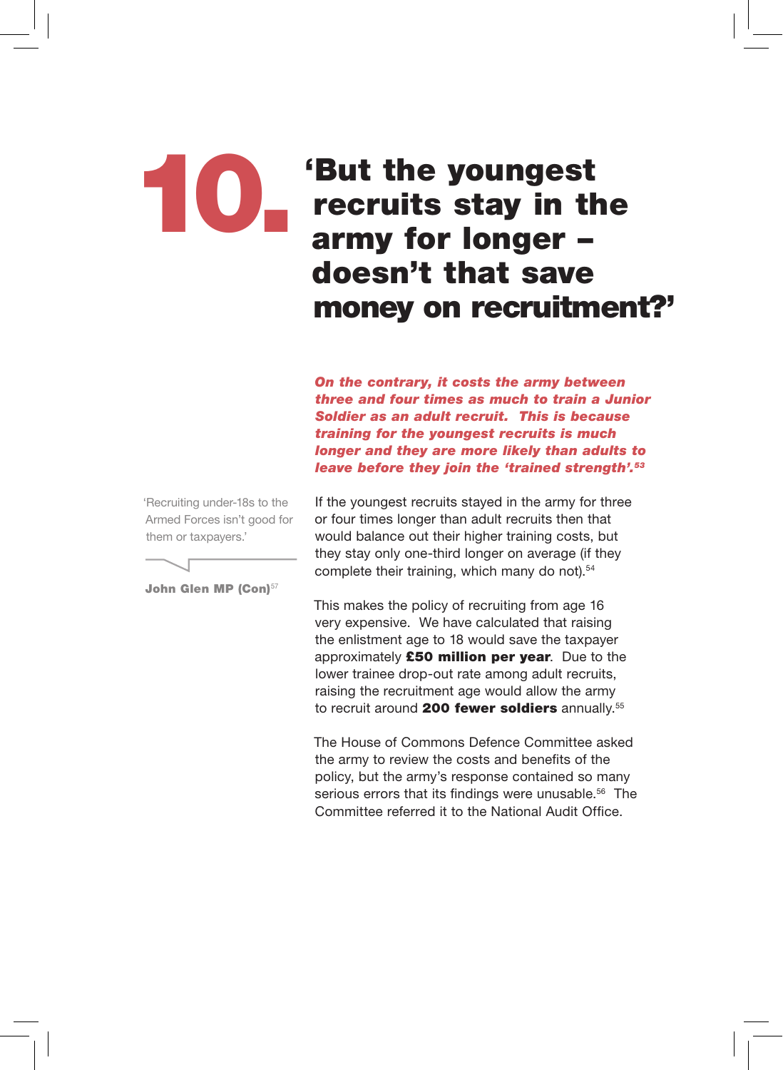# 10. 'But the youngest recruits stay in the army for longer – doesn't that save money on recruitment?'

***On the contrary, it costs the army between three and four times as much to train a Junior Soldier as an adult recruit. This is because training for the youngest recruits is much longer and they are more likely than adults to leave before they join the 'trained strength'.[53]***

> 'Recruiting under-18s to the Armed Forces isn't good for them or taxpayers.'
>
> **John Glen MP (Con)**[57]

If the youngest recruits stayed in the army for three or four times longer than adult recruits then that would balance out their higher training costs, but they stay only one-third longer on average (if they complete their training, which many do not).[54]

This makes the policy of recruiting from age 16 very expensive. We have calculated that raising the enlistment age to 18 would save the taxpayer approximately **£50 million per year**. Due to the lower trainee drop-out rate among adult recruits, raising the recruitment age would allow the army to recruit around **200 fewer soldiers** annually.[55]

The House of Commons Defence Committee asked the army to review the costs and benefits of the policy, but the army's response contained so many serious errors that its findings were unusable.[56] The Committee referred it to the National Audit Office.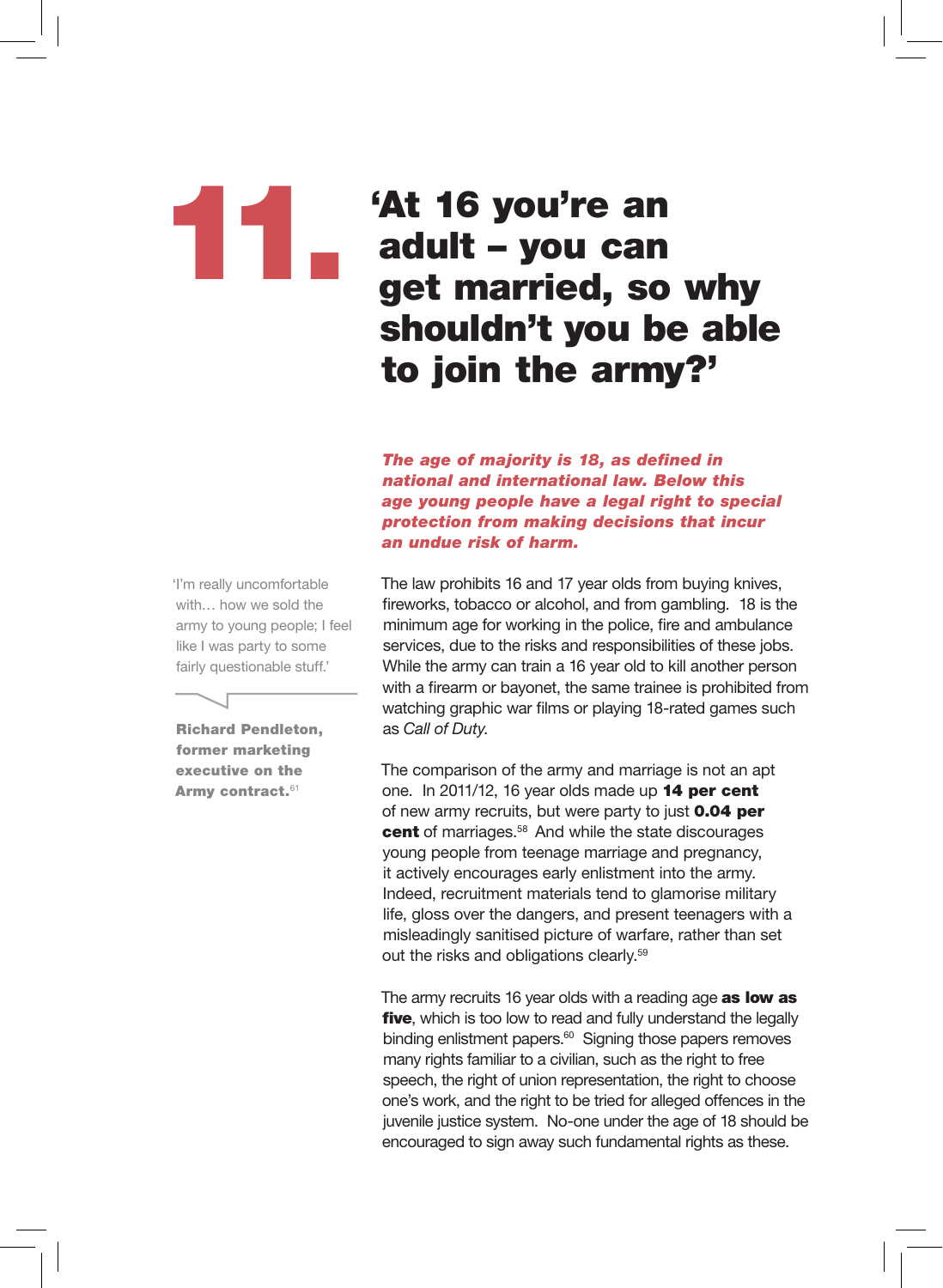# 11. 'At 16 you're an adult – you can get married, so why shouldn't you be able to join the army?'

***The age of majority is 18, as defined in national and international law. Below this age young people have a legal right to special protection from making decisions that incur an undue risk of harm.***

> 'I'm really uncomfortable with… how we sold the army to young people; I feel like I was party to some fairly questionable stuff.'
>
> **Richard Pendleton, former marketing executive on the Army contract.**[61]

The law prohibits 16 and 17 year olds from buying knives, fireworks, tobacco or alcohol, and from gambling. 18 is the minimum age for working in the police, fire and ambulance services, due to the risks and responsibilities of these jobs. While the army can train a 16 year old to kill another person with a firearm or bayonet, the same trainee is prohibited from watching graphic war films or playing 18-rated games such as *Call of Duty*.

The comparison of the army and marriage is not an apt one. In 2011/12, 16 year olds made up **14 per cent** of new army recruits, but were party to just **0.04 per cent** of marriages.[58] And while the state discourages young people from teenage marriage and pregnancy, it actively encourages early enlistment into the army. Indeed, recruitment materials tend to glamorise military life, gloss over the dangers, and present teenagers with a misleadingly sanitised picture of warfare, rather than set out the risks and obligations clearly.[59]

The army recruits 16 year olds with a reading age **as low as five**, which is too low to read and fully understand the legally binding enlistment papers.[60] Signing those papers removes many rights familiar to a civilian, such as the right to free speech, the right of union representation, the right to choose one's work, and the right to be tried for alleged offences in the juvenile justice system. No-one under the age of 18 should be encouraged to sign away such fundamental rights as these.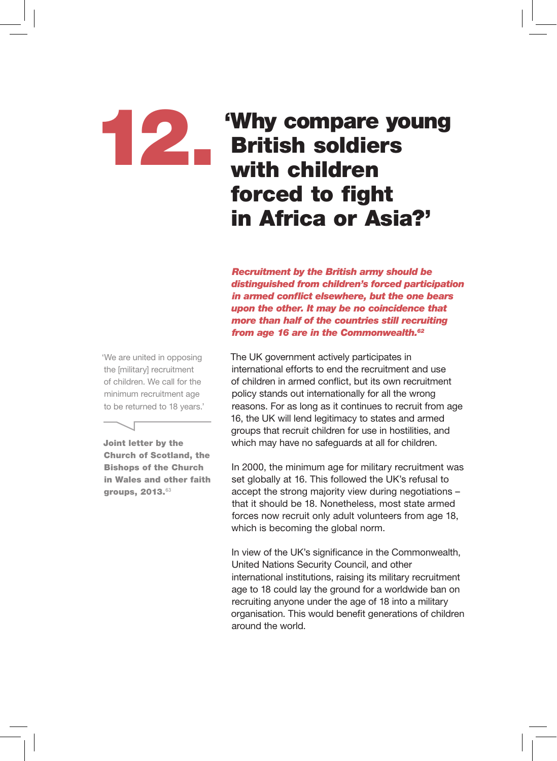# 12. 'Why compare young British soldiers with children forced to fight in Africa or Asia?'

***Recruitment by the British army should be distinguished from children's forced participation in armed conflict elsewhere, but the one bears upon the other. It may be no coincidence that more than half of the countries still recruiting from age 16 are in the Commonwealth.[62]***

'We are united in opposing the [military] recruitment of children. We call for the minimum recruitment age to be returned to 18 years.'

**Joint letter by the Church of Scotland, the Bishops of the Church in Wales and other faith groups, 2013.**[63]

The UK government actively participates in international efforts to end the recruitment and use of children in armed conflict, but its own recruitment policy stands out internationally for all the wrong reasons. For as long as it continues to recruit from age 16, the UK will lend legitimacy to states and armed groups that recruit children for use in hostilities, and which may have no safeguards at all for children.

In 2000, the minimum age for military recruitment was set globally at 16. This followed the UK's refusal to accept the strong majority view during negotiations – that it should be 18. Nonetheless, most state armed forces now recruit only adult volunteers from age 18, which is becoming the global norm.

In view of the UK's significance in the Commonwealth, United Nations Security Council, and other international institutions, raising its military recruitment age to 18 could lay the ground for a worldwide ban on recruiting anyone under the age of 18 into a military organisation. This would benefit generations of children around the world.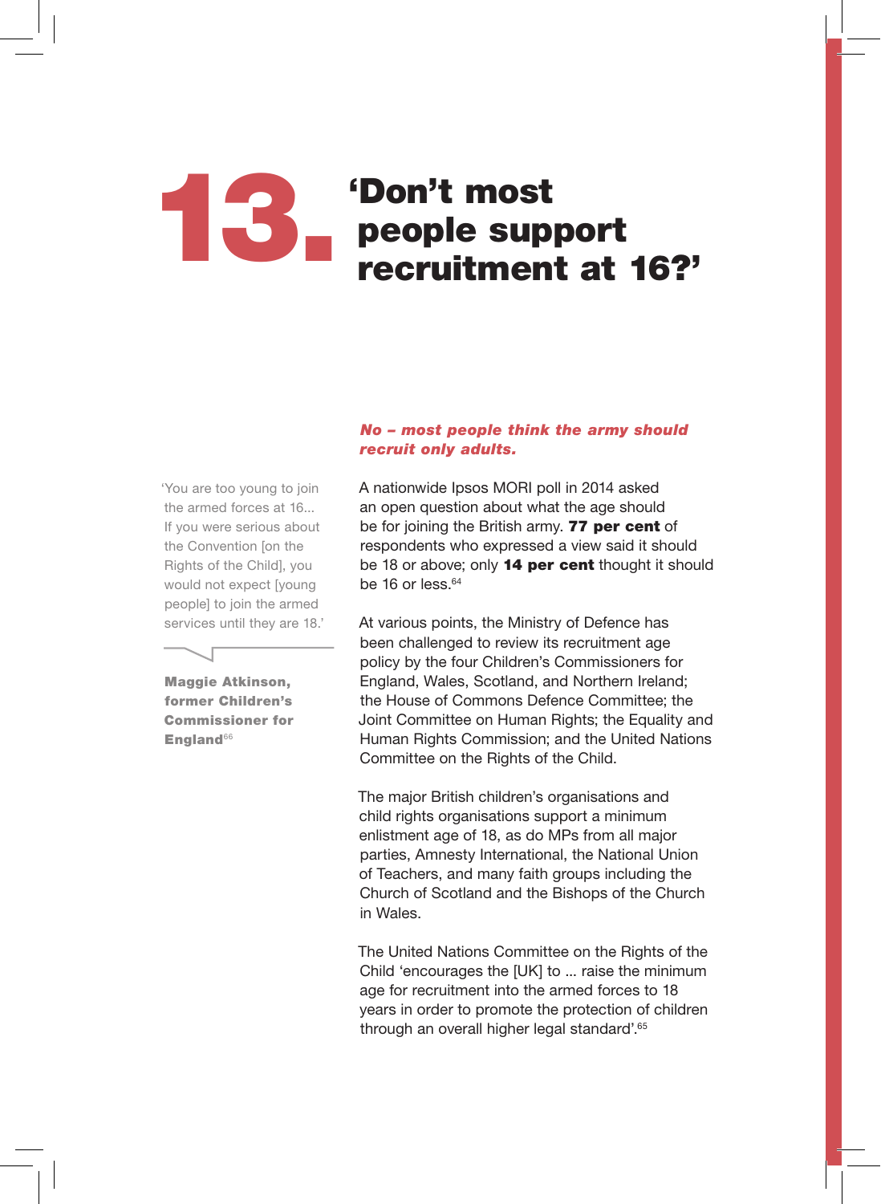# 13. 'Don't most people support recruitment at 16?'

***No – most people think the army should recruit only adults.***

'You are too young to join the armed forces at 16... If you were serious about the Convention [on the Rights of the Child], you would not expect [young people] to join the armed services until they are 18.'

**Maggie Atkinson, former Children's Commissioner for England**[66]

A nationwide Ipsos MORI poll in 2014 asked an open question about what the age should be for joining the British army. **77 per cent** of respondents who expressed a view said it should be 18 or above; only **14 per cent** thought it should be 16 or less.[64]

At various points, the Ministry of Defence has been challenged to review its recruitment age policy by the four Children's Commissioners for England, Wales, Scotland, and Northern Ireland; the House of Commons Defence Committee; the Joint Committee on Human Rights; the Equality and Human Rights Commission; and the United Nations Committee on the Rights of the Child.

The major British children's organisations and child rights organisations support a minimum enlistment age of 18, as do MPs from all major parties, Amnesty International, the National Union of Teachers, and many faith groups including the Church of Scotland and the Bishops of the Church in Wales.

The United Nations Committee on the Rights of the Child 'encourages the [UK] to ... raise the minimum age for recruitment into the armed forces to 18 years in order to promote the protection of children through an overall higher legal standard'.[65]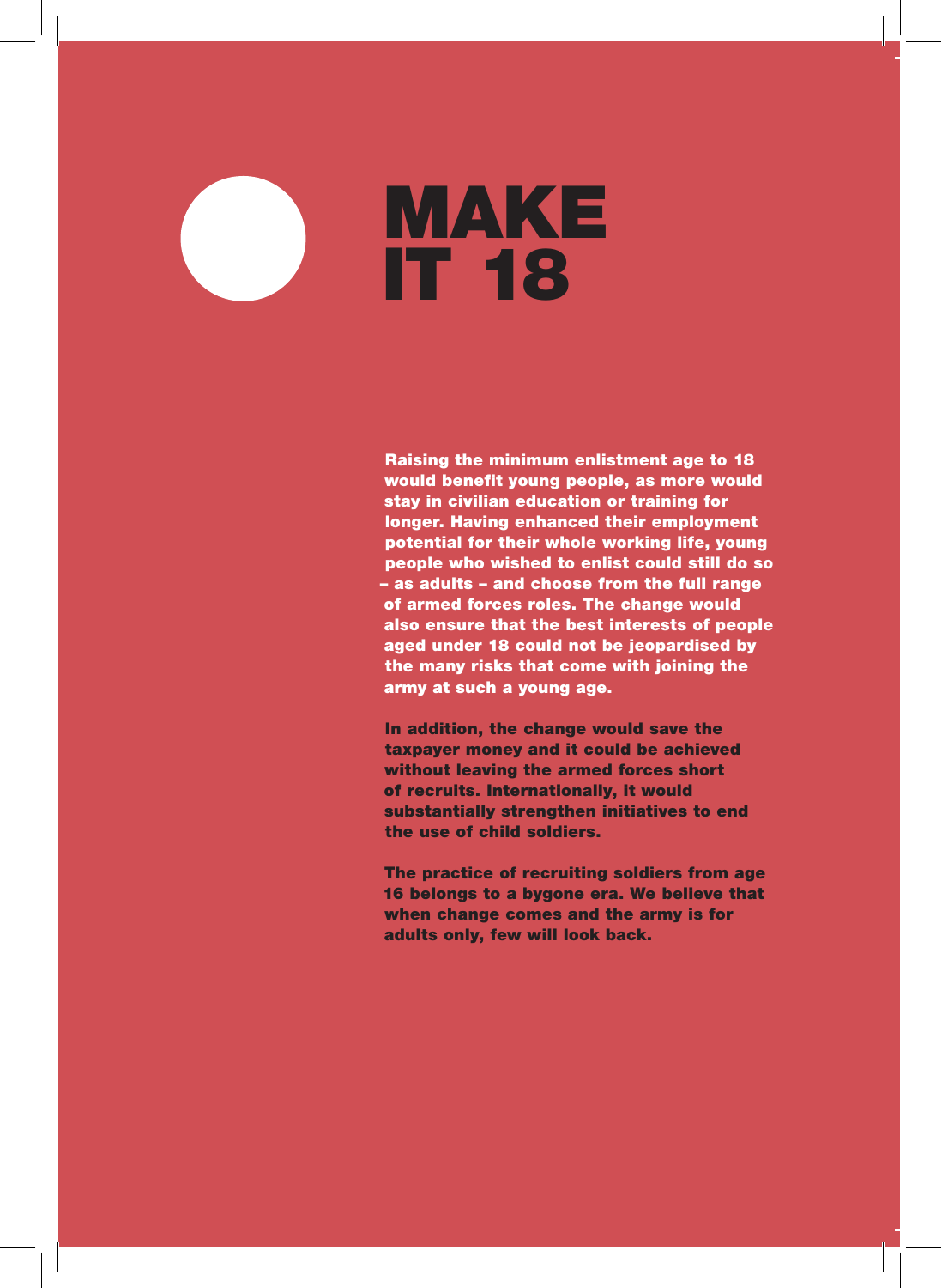# MAKE IT 18

**Raising the minimum enlistment age to 18 would benefit young people, as more would stay in civilian education or training for longer. Having enhanced their employment potential for their whole working life, young people who wished to enlist could still do so – as adults – and choose from the full range of armed forces roles. The change would also ensure that the best interests of people aged under 18 could not be jeopardised by the many risks that come with joining the army at such a young age.**

**In addition, the change would save the taxpayer money and it could be achieved without leaving the armed forces short of recruits. Internationally, it would substantially strengthen initiatives to end the use of child soldiers.**

**The practice of recruiting soldiers from age 16 belongs to a bygone era. We believe that when change comes and the army is for adults only, few will look back.**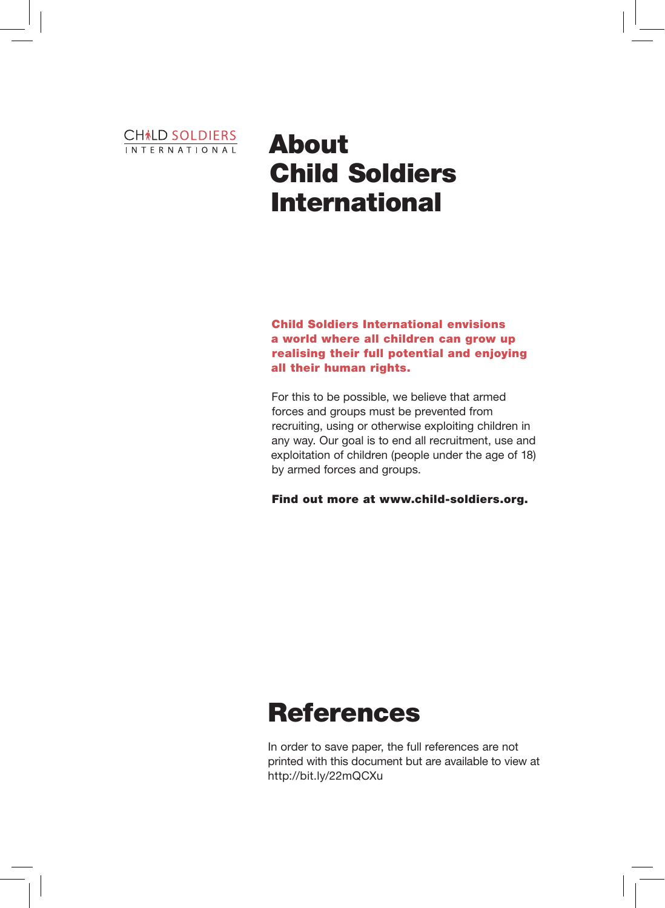CHILD SOLDIERS INTERNATIONAL

# About Child Soldiers International

**Child Soldiers International envisions a world where all children can grow up realising their full potential and enjoying all their human rights.**

For this to be possible, we believe that armed forces and groups must be prevented from recruiting, using or otherwise exploiting children in any way. Our goal is to end all recruitment, use and exploitation of children (people under the age of 18) by armed forces and groups.

**Find out more at www.child-soldiers.org.**

# References

In order to save paper, the full references are not printed with this document but are available to view at http://bit.ly/22mQCXu